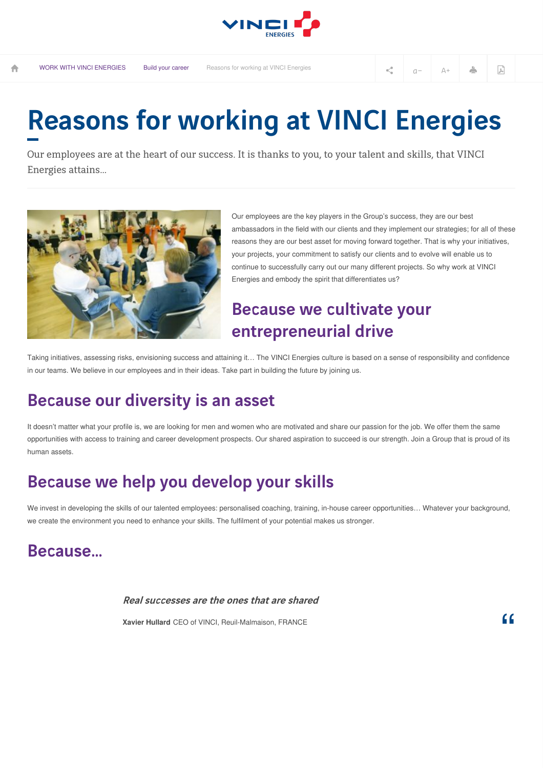WORK WITH VINCI ENERGIES  Build your career  Reasons for working at VINCI Energies

# Reasons for working at VINCI Energies

Our employees are at the heart of our success. It is thanks to you, to your talent and skills, that VINCI Energies attains...

Our employees are the key players in the Group's success, they are our best ambassadors in the field with our clients and they implement our strategies; for all of these reasons they are our best asset for moving forward together. That is why your initiatives, your projects, your commitment to satisfy our clients and to evolve will enable us to continue to successfully carry out our many different projects. So why work at VINCI Energies and embody the spirit that differentiates us?

## Because we cultivate your entrepreneurial drive

Taking initiatives, assessing risks, envisioning success and attaining it… The VINCI Energies culture is based on a sense of responsibility and confidence in our teams. We believe in our employees and in their ideas. Take part in building the future by joining us.

## Because our diversity is an asset

It doesn't matter what your profile is, we are looking for men and women who are motivated and share our passion for the job. We offer them the same opportunities with access to training and career development prospects. Our shared aspiration to succeed is our strength. Join a Group that is proud of its human assets.

## Because we help you develop your skills

We invest in developing the skills of our talented employees: personalised coaching, training, in-house career opportunities… Whatever your background, we create the environment you need to enhance your skills. The fulfilment of your potential makes us stronger.

## Because...

> *Real successes are the ones that are shared*
>
> **Xavier Hullard** CEO of VINCI, Reuil-Malmaison, FRANCE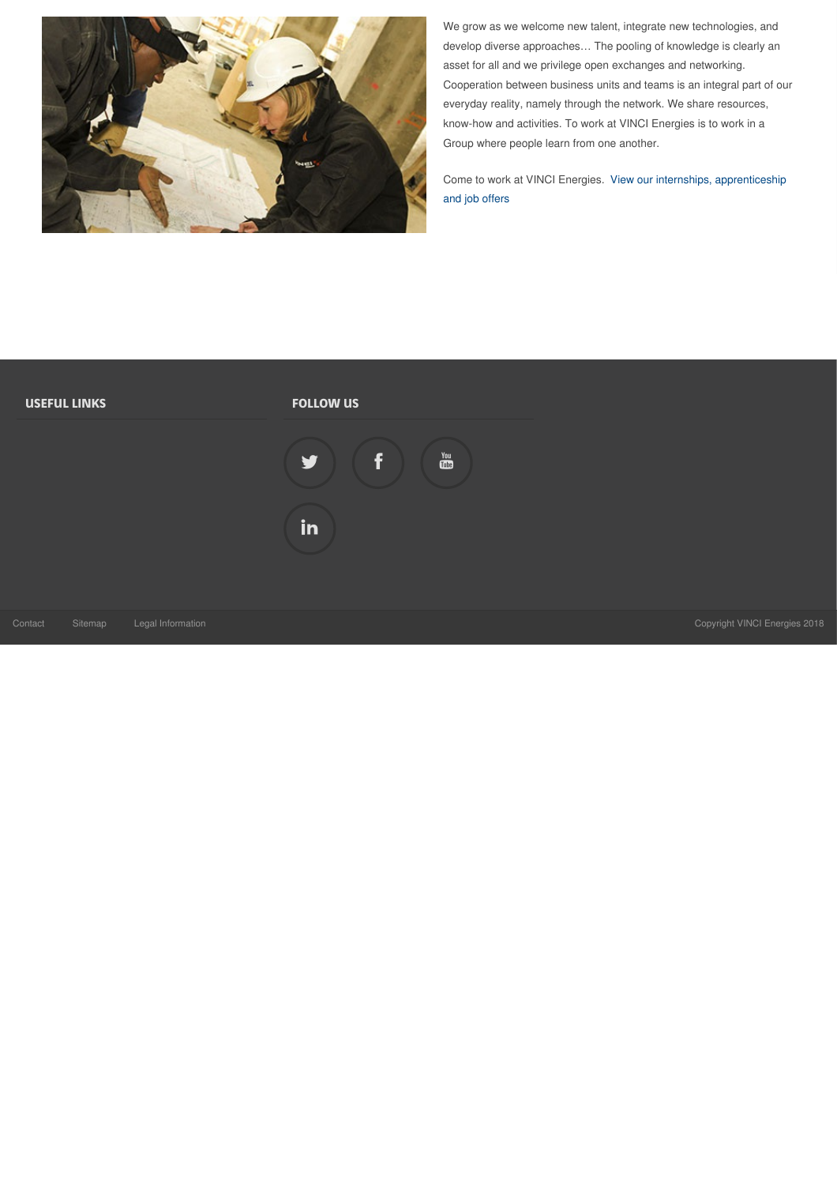We grow as we welcome new talent, integrate new technologies, and develop diverse approaches… The pooling of knowledge is clearly an asset for all and we privilege open exchanges and networking. Cooperation between business units and teams is an integral part of our everyday reality, namely through the network. We share resources, know-how and activities. To work at VINCI Energies is to work in a Group where people learn from one another.

Come to work at VINCI Energies. View our internships, apprenticeship and job offers

**USEFUL LINKS**

**FOLLOW US**

Contact Sitemap Legal Information

Copyright VINCI Energies 2018